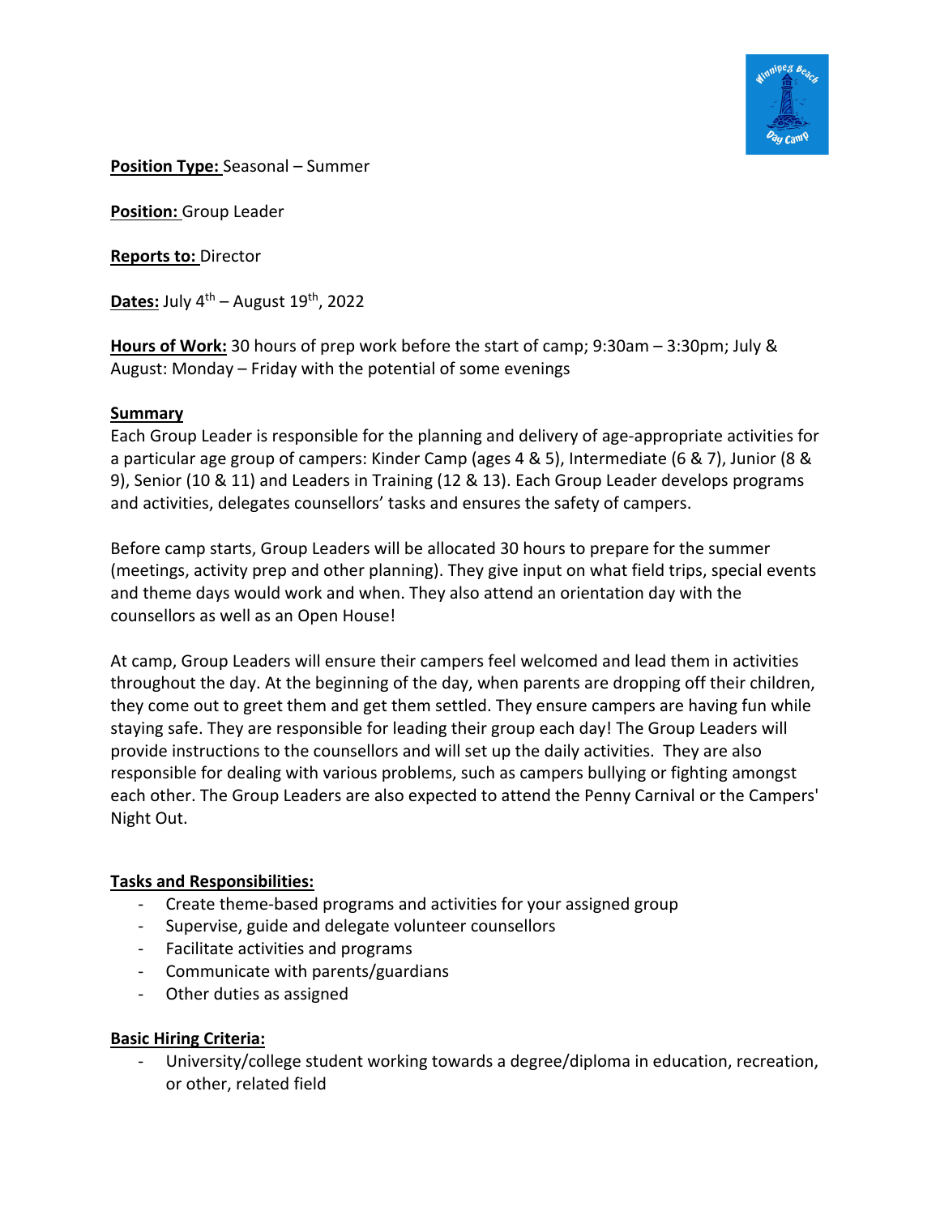**Position Type:** Seasonal – Summer

**Position:** Group Leader

**Reports to:** Director

**Dates:** July 4th – August 19th, 2022

**Hours of Work:** 30 hours of prep work before the start of camp; 9:30am – 3:30pm; July & August: Monday – Friday with the potential of some evenings

**Summary**

Each Group Leader is responsible for the planning and delivery of age-appropriate activities for a particular age group of campers: Kinder Camp (ages 4 & 5), Intermediate (6 & 7), Junior (8 & 9), Senior (10 & 11) and Leaders in Training (12 & 13). Each Group Leader develops programs and activities, delegates counsellors' tasks and ensures the safety of campers.

Before camp starts, Group Leaders will be allocated 30 hours to prepare for the summer (meetings, activity prep and other planning). They give input on what field trips, special events and theme days would work and when. They also attend an orientation day with the counsellors as well as an Open House!

At camp, Group Leaders will ensure their campers feel welcomed and lead them in activities throughout the day. At the beginning of the day, when parents are dropping off their children, they come out to greet them and get them settled. They ensure campers are having fun while staying safe. They are responsible for leading their group each day! The Group Leaders will provide instructions to the counsellors and will set up the daily activities. They are also responsible for dealing with various problems, such as campers bullying or fighting amongst each other. The Group Leaders are also expected to attend the Penny Carnival or the Campers' Night Out.

**Tasks and Responsibilities:**

- Create theme-based programs and activities for your assigned group
- Supervise, guide and delegate volunteer counsellors
- Facilitate activities and programs
- Communicate with parents/guardians
- Other duties as assigned

**Basic Hiring Criteria:**

- University/college student working towards a degree/diploma in education, recreation, or other, related field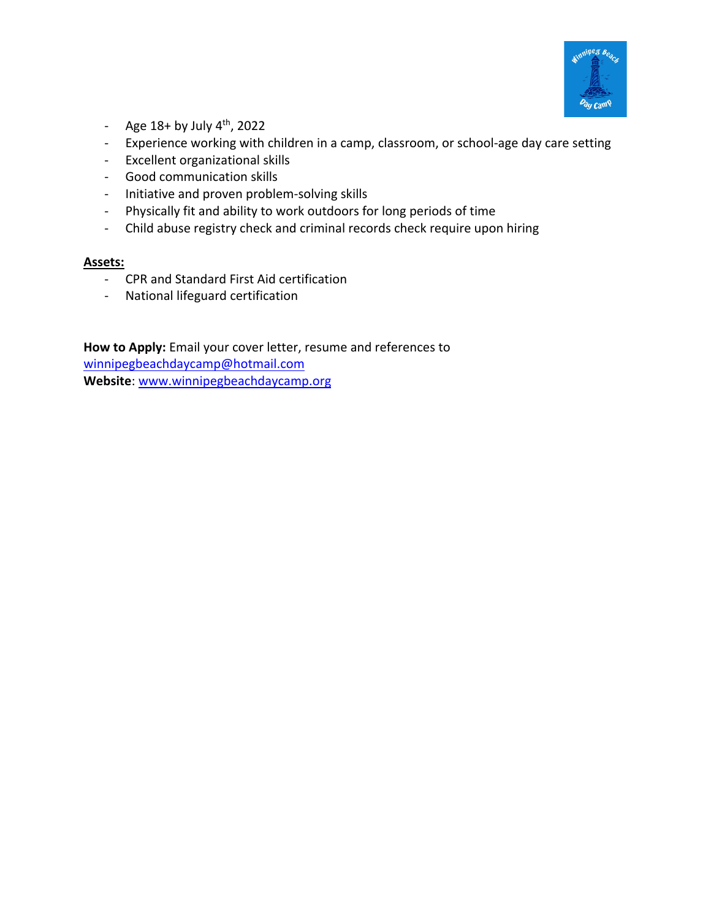- Age 18+ by July 4th, 2022
- Experience working with children in a camp, classroom, or school-age day care setting
- Excellent organizational skills
- Good communication skills
- Initiative and proven problem-solving skills
- Physically fit and ability to work outdoors for long periods of time
- Child abuse registry check and criminal records check require upon hiring

**Assets:**

- CPR and Standard First Aid certification
- National lifeguard certification

**How to Apply:** Email your cover letter, resume and references to winnipegbeachdaycamp@hotmail.com
**Website**: www.winnipegbeachdaycamp.org